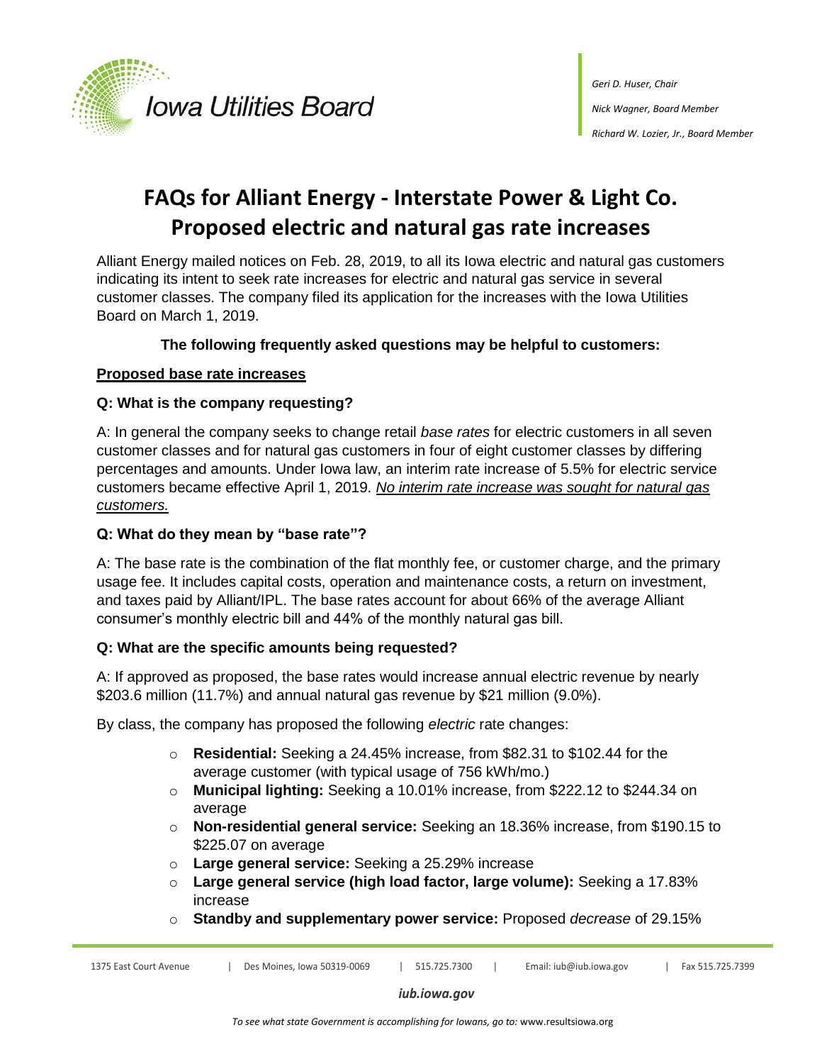Iowa Utilities Board

*Geri D. Huser, Chair*

*Nick Wagner, Board Member*

*Richard W. Lozier, Jr., Board Member*

# FAQs for Alliant Energy - Interstate Power & Light Co. Proposed electric and natural gas rate increases

Alliant Energy mailed notices on Feb. 28, 2019, to all its Iowa electric and natural gas customers indicating its intent to seek rate increases for electric and natural gas service in several customer classes. The company filed its application for the increases with the Iowa Utilities Board on March 1, 2019.

**The following frequently asked questions may be helpful to customers:**

## Proposed base rate increases

### Q: What is the company requesting?

A: In general the company seeks to change retail *base rates* for electric customers in all seven customer classes and for natural gas customers in four of eight customer classes by differing percentages and amounts. Under Iowa law, an interim rate increase of 5.5% for electric service customers became effective April 1, 2019. *No interim rate increase was sought for natural gas customers.*

### Q: What do they mean by "base rate"?

A: The base rate is the combination of the flat monthly fee, or customer charge, and the primary usage fee. It includes capital costs, operation and maintenance costs, a return on investment, and taxes paid by Alliant/IPL. The base rates account for about 66% of the average Alliant consumer's monthly electric bill and 44% of the monthly natural gas bill.

### Q: What are the specific amounts being requested?

A: If approved as proposed, the base rates would increase annual electric revenue by nearly $203.6 million (11.7%) and annual natural gas revenue by $21 million (9.0%).

By class, the company has proposed the following *electric* rate changes:

- **Residential:** Seeking a 24.45% increase, from $82.31 to $102.44 for the average customer (with typical usage of 756 kWh/mo.)
- **Municipal lighting:** Seeking a 10.01% increase, from $222.12 to $244.34 on average
- **Non-residential general service:** Seeking an 18.36% increase, from $190.15 to $225.07 on average
- **Large general service:** Seeking a 25.29% increase
- **Large general service (high load factor, large volume):** Seeking a 17.83% increase
- **Standby and supplementary power service:** Proposed *decrease* of 29.15%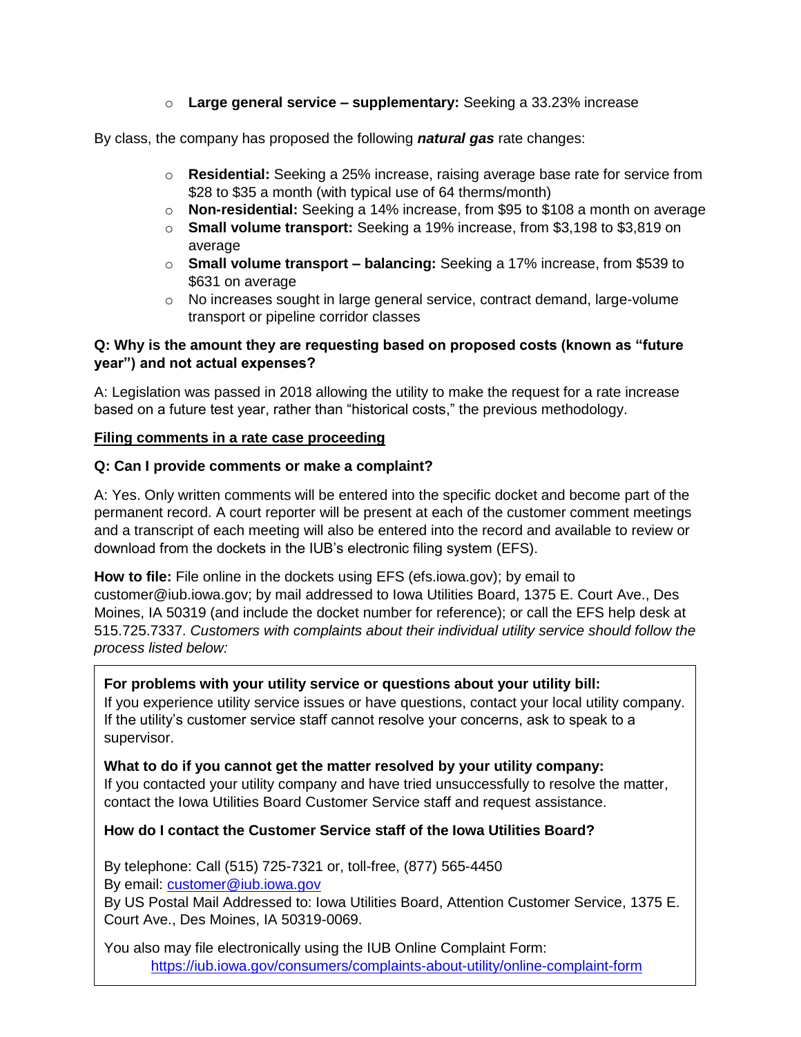- **Large general service – supplementary:** Seeking a 33.23% increase

By class, the company has proposed the following ***natural gas*** rate changes:

- **Residential:** Seeking a 25% increase, raising average base rate for service from $28 to $35 a month (with typical use of 64 therms/month)
- **Non-residential:** Seeking a 14% increase, from $95 to $108 a month on average
- **Small volume transport:** Seeking a 19% increase, from $3,198 to $3,819 on average
- **Small volume transport – balancing:** Seeking a 17% increase, from $539 to $631 on average
- No increases sought in large general service, contract demand, large-volume transport or pipeline corridor classes

**Q: Why is the amount they are requesting based on proposed costs (known as "future year") and not actual expenses?**

A: Legislation was passed in 2018 allowing the utility to make the request for a rate increase based on a future test year, rather than "historical costs," the previous methodology.

**Filing comments in a rate case proceeding**

**Q: Can I provide comments or make a complaint?**

A: Yes. Only written comments will be entered into the specific docket and become part of the permanent record. A court reporter will be present at each of the customer comment meetings and a transcript of each meeting will also be entered into the record and available to review or download from the dockets in the IUB's electronic filing system (EFS).

**How to file:** File online in the dockets using EFS (efs.iowa.gov); by email to customer@iub.iowa.gov; by mail addressed to Iowa Utilities Board, 1375 E. Court Ave., Des Moines, IA 50319 (and include the docket number for reference); or call the EFS help desk at 515.725.7337. *Customers with complaints about their individual utility service should follow the process listed below:*

**For problems with your utility service or questions about your utility bill:**
If you experience utility service issues or have questions, contact your local utility company. If the utility's customer service staff cannot resolve your concerns, ask to speak to a supervisor.

**What to do if you cannot get the matter resolved by your utility company:**
If you contacted your utility company and have tried unsuccessfully to resolve the matter, contact the Iowa Utilities Board Customer Service staff and request assistance.

**How do I contact the Customer Service staff of the Iowa Utilities Board?**

By telephone: Call (515) 725-7321 or, toll-free, (877) 565-4450
By email: customer@iub.iowa.gov
By US Postal Mail Addressed to: Iowa Utilities Board, Attention Customer Service, 1375 E. Court Ave., Des Moines, IA 50319-0069.

You also may file electronically using the IUB Online Complaint Form:
https://iub.iowa.gov/consumers/complaints-about-utility/online-complaint-form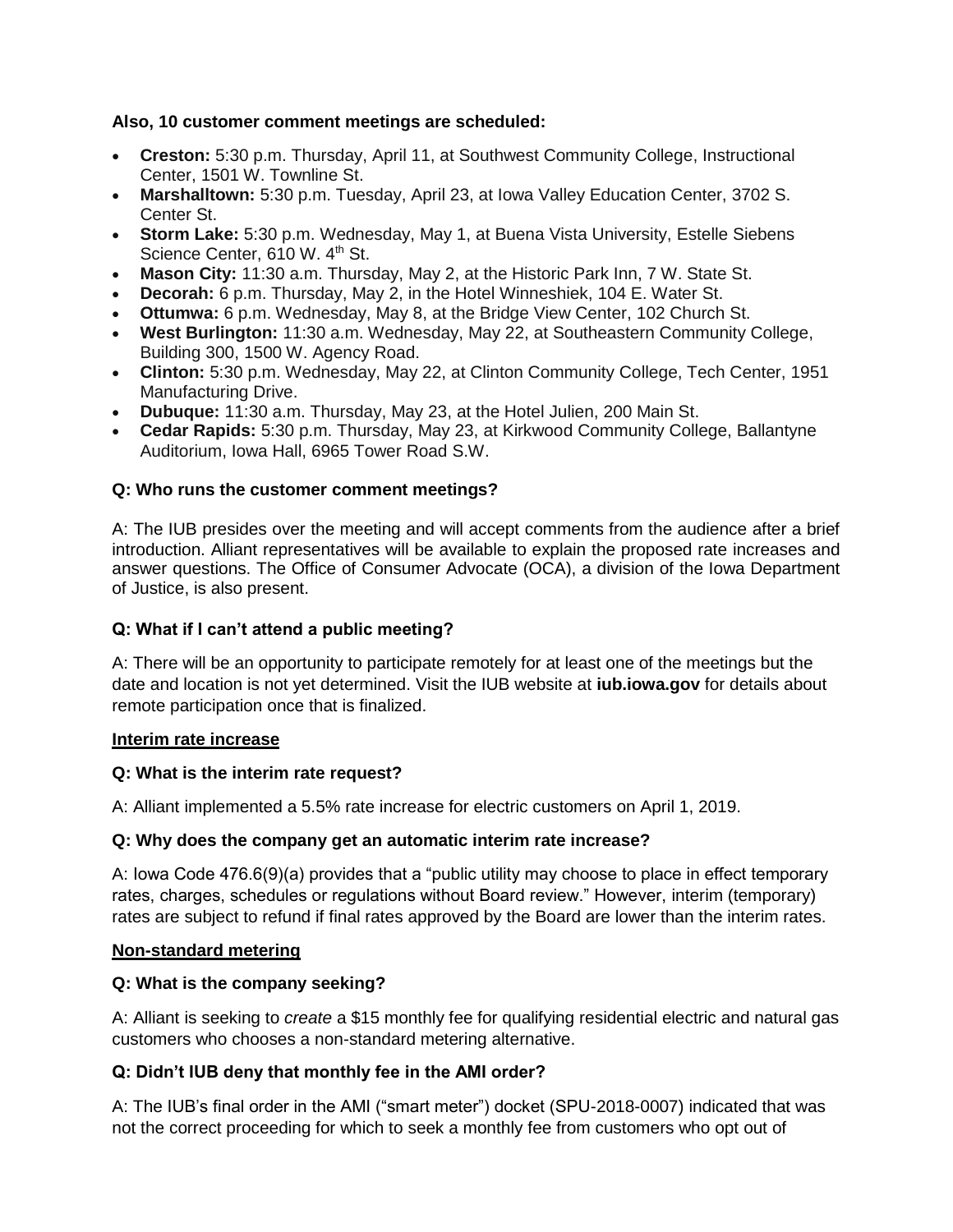**Also, 10 customer comment meetings are scheduled:**

- **Creston:** 5:30 p.m. Thursday, April 11, at Southwest Community College, Instructional Center, 1501 W. Townline St.
- **Marshalltown:** 5:30 p.m. Tuesday, April 23, at Iowa Valley Education Center, 3702 S. Center St.
- **Storm Lake:** 5:30 p.m. Wednesday, May 1, at Buena Vista University, Estelle Siebens Science Center, 610 W. 4th St.
- **Mason City:** 11:30 a.m. Thursday, May 2, at the Historic Park Inn, 7 W. State St.
- **Decorah:** 6 p.m. Thursday, May 2, in the Hotel Winneshiek, 104 E. Water St.
- **Ottumwa:** 6 p.m. Wednesday, May 8, at the Bridge View Center, 102 Church St.
- **West Burlington:** 11:30 a.m. Wednesday, May 22, at Southeastern Community College, Building 300, 1500 W. Agency Road.
- **Clinton:** 5:30 p.m. Wednesday, May 22, at Clinton Community College, Tech Center, 1951 Manufacturing Drive.
- **Dubuque:** 11:30 a.m. Thursday, May 23, at the Hotel Julien, 200 Main St.
- **Cedar Rapids:** 5:30 p.m. Thursday, May 23, at Kirkwood Community College, Ballantyne Auditorium, Iowa Hall, 6965 Tower Road S.W.

**Q: Who runs the customer comment meetings?**

A: The IUB presides over the meeting and will accept comments from the audience after a brief introduction. Alliant representatives will be available to explain the proposed rate increases and answer questions. The Office of Consumer Advocate (OCA), a division of the Iowa Department of Justice, is also present.

**Q: What if I can't attend a public meeting?**

A: There will be an opportunity to participate remotely for at least one of the meetings but the date and location is not yet determined. Visit the IUB website at **iub.iowa.gov** for details about remote participation once that is finalized.

## Interim rate increase

**Q: What is the interim rate request?**

A: Alliant implemented a 5.5% rate increase for electric customers on April 1, 2019.

**Q: Why does the company get an automatic interim rate increase?**

A: Iowa Code 476.6(9)(a) provides that a "public utility may choose to place in effect temporary rates, charges, schedules or regulations without Board review." However, interim (temporary) rates are subject to refund if final rates approved by the Board are lower than the interim rates.

## Non-standard metering

**Q: What is the company seeking?**

A: Alliant is seeking to *create* a $15 monthly fee for qualifying residential electric and natural gas customers who chooses a non-standard metering alternative.

**Q: Didn't IUB deny that monthly fee in the AMI order?**

A: The IUB's final order in the AMI ("smart meter") docket (SPU-2018-0007) indicated that was not the correct proceeding for which to seek a monthly fee from customers who opt out of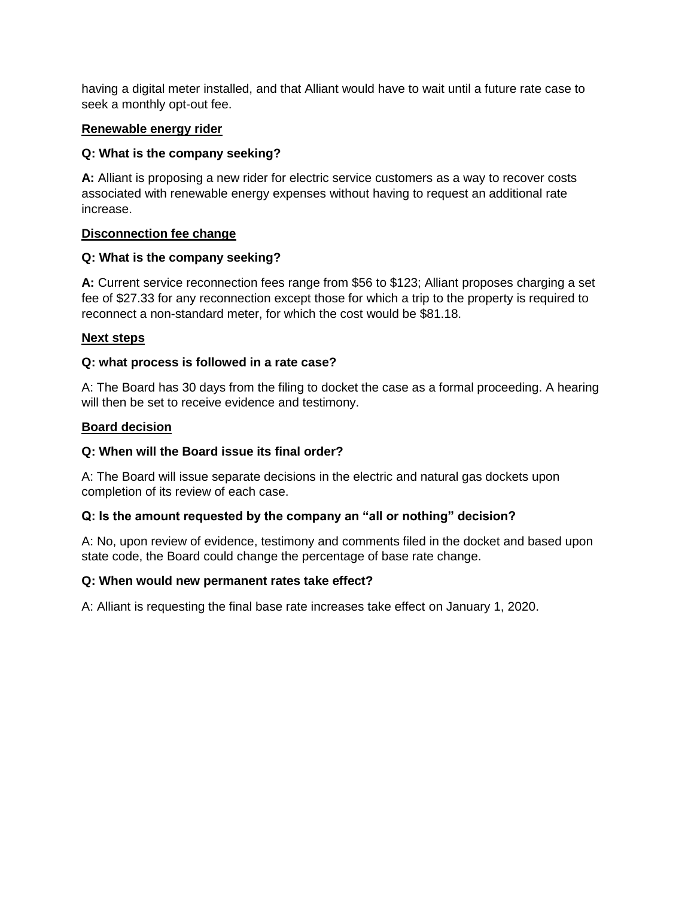having a digital meter installed, and that Alliant would have to wait until a future rate case to seek a monthly opt-out fee.

**Renewable energy rider**

**Q: What is the company seeking?**

**A:** Alliant is proposing a new rider for electric service customers as a way to recover costs associated with renewable energy expenses without having to request an additional rate increase.

**Disconnection fee change**

**Q: What is the company seeking?**

**A:** Current service reconnection fees range from $56 to $123; Alliant proposes charging a set fee of $27.33 for any reconnection except those for which a trip to the property is required to reconnect a non-standard meter, for which the cost would be $81.18.

**Next steps**

**Q: what process is followed in a rate case?**

A: The Board has 30 days from the filing to docket the case as a formal proceeding. A hearing will then be set to receive evidence and testimony.

**Board decision**

**Q: When will the Board issue its final order?**

A: The Board will issue separate decisions in the electric and natural gas dockets upon completion of its review of each case.

**Q: Is the amount requested by the company an "all or nothing" decision?**

A: No, upon review of evidence, testimony and comments filed in the docket and based upon state code, the Board could change the percentage of base rate change.

**Q: When would new permanent rates take effect?**

A: Alliant is requesting the final base rate increases take effect on January 1, 2020.